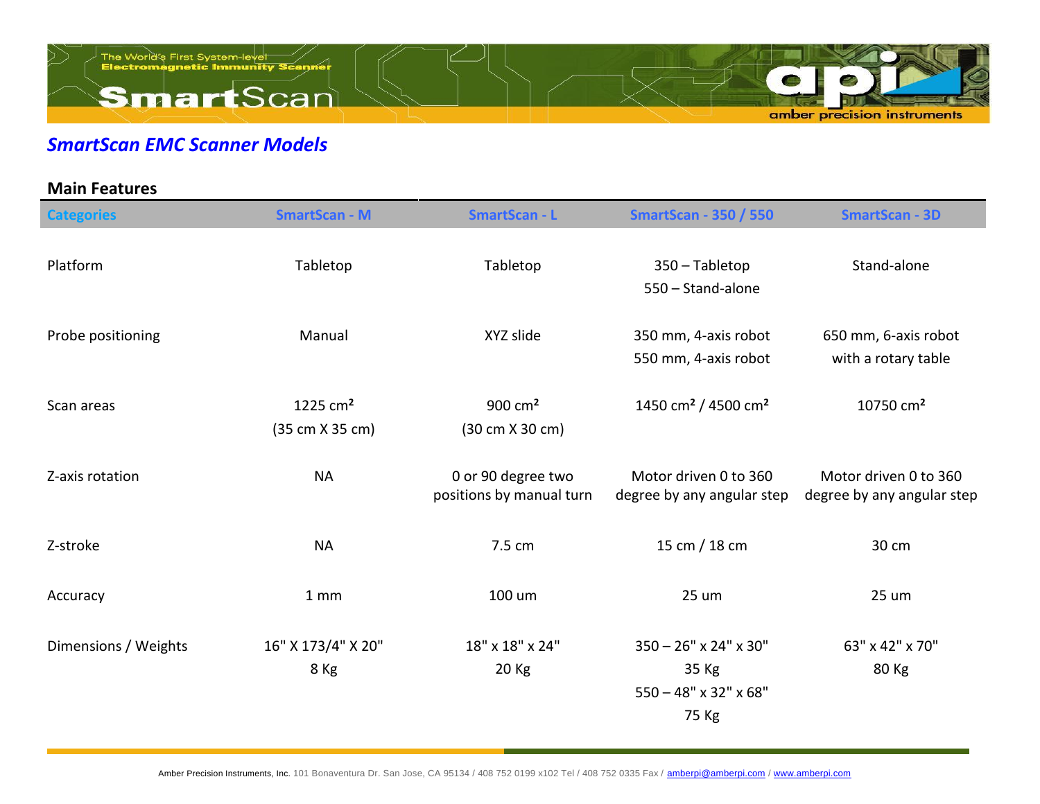## *SmartScan EMC Scanner Models*

### Main Features

| Categories | SmartScan - M | SmartScan - L | SmartScan - 350 / 550 | SmartScan - 3D |
|---|---|---|---|---|
| Platform | Tabletop | Tabletop | 350 – Tabletop<br>550 – Stand-alone | Stand-alone |
| Probe positioning | Manual | XYZ slide | 350 mm, 4-axis robot<br>550 mm, 4-axis robot | 650 mm, 6-axis robot with a rotary table |
| Scan areas | 1225 cm² (35 cm X 35 cm) | 900 cm² (30 cm X 30 cm) | 1450 cm² / 4500 cm² | 10750 cm² |
| Z-axis rotation | NA | 0 or 90 degree two positions by manual turn | Motor driven 0 to 360 degree by any angular step | Motor driven 0 to 360 degree by any angular step |
| Z-stroke | NA | 7.5 cm | 15 cm / 18 cm | 30 cm |
| Accuracy | 1 mm | 100 um | 25 um | 25 um |
| Dimensions / Weights | 16" X 173/4" X 20"<br>8 Kg | 18" x 18" x 24"<br>20 Kg | 350 – 26" x 24" x 30"<br>35 Kg<br>550 – 48" x 32" x 68"<br>75 Kg | 63" x 42" x 70"<br>80 Kg |

Amber Precision Instruments, Inc. 101 Bonaventura Dr. San Jose, CA 95134 / 408 752 0199 x102 Tel / 408 752 0335 Fax / amberpi@amberpi.com / www.amberpi.com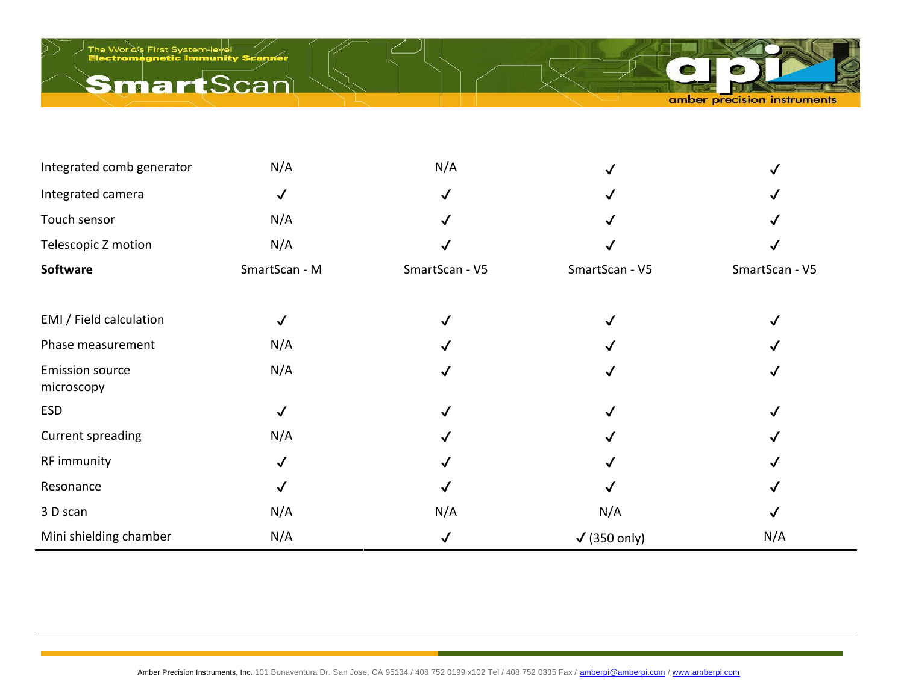| | | | | |
|---|---|---|---|---|
| Integrated comb generator | N/A | N/A | ✓ | ✓ |
| Integrated camera | ✓ | ✓ | ✓ | ✓ |
| Touch sensor | N/A | ✓ | ✓ | ✓ |
| Telescopic Z motion | N/A | ✓ | ✓ | ✓ |
| **Software** | SmartScan - M | SmartScan - V5 | SmartScan - V5 | SmartScan - V5 |
| | | | | |
| EMI / Field calculation | ✓ | ✓ | ✓ | ✓ |
| Phase measurement | N/A | ✓ | ✓ | ✓ |
| Emission source microscopy | N/A | ✓ | ✓ | ✓ |
| ESD | ✓ | ✓ | ✓ | ✓ |
| Current spreading | N/A | ✓ | ✓ | ✓ |
| RF immunity | ✓ | ✓ | ✓ | ✓ |
| Resonance | ✓ | ✓ | ✓ | ✓ |
| 3 D scan | N/A | N/A | N/A | ✓ |
| Mini shielding chamber | N/A | ✓ | ✓ (350 only) | N/A |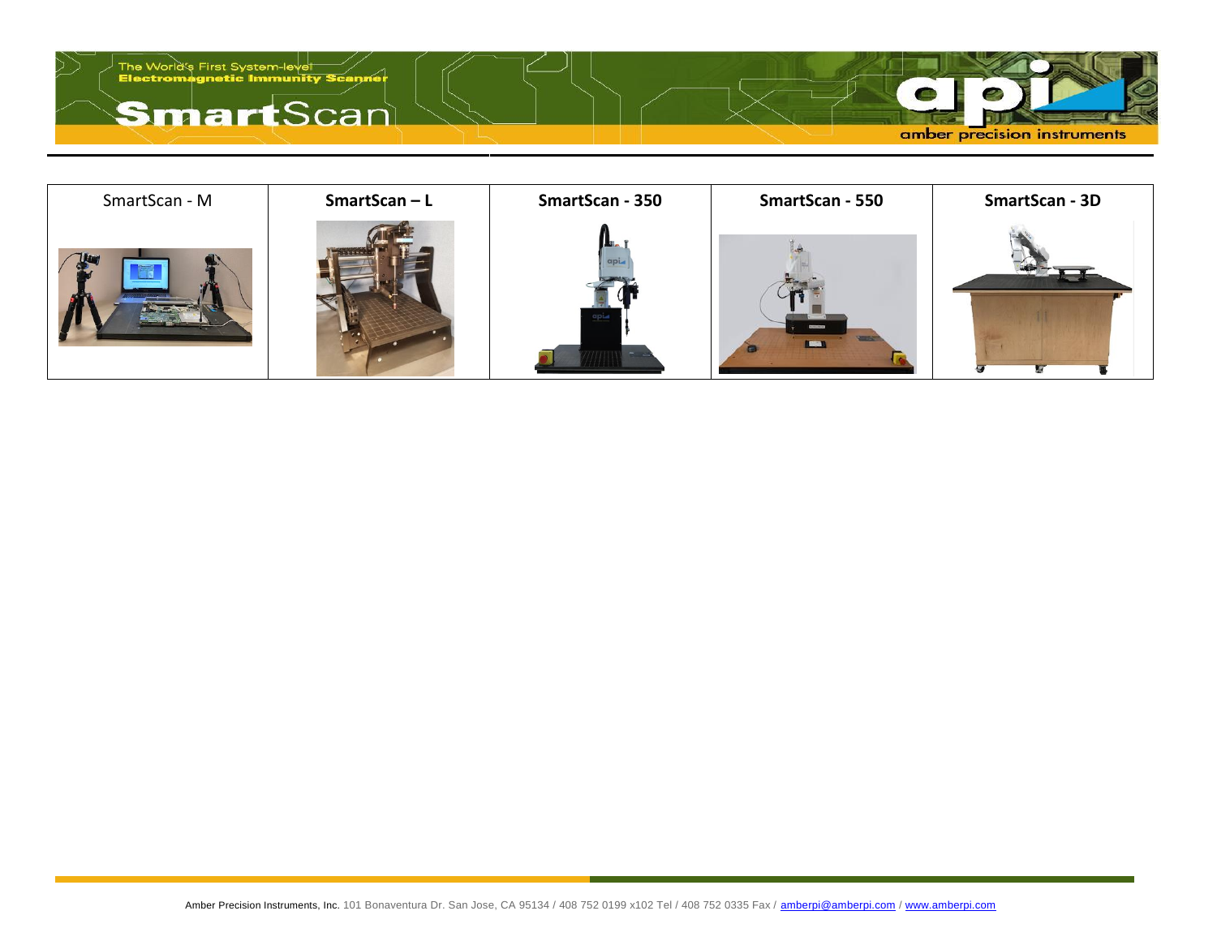| SmartScan - M | **SmartScan – L** | **SmartScan - 350** | **SmartScan - 550** | **SmartScan - 3D** |
| --- | --- | --- | --- | --- |
| | | | | |